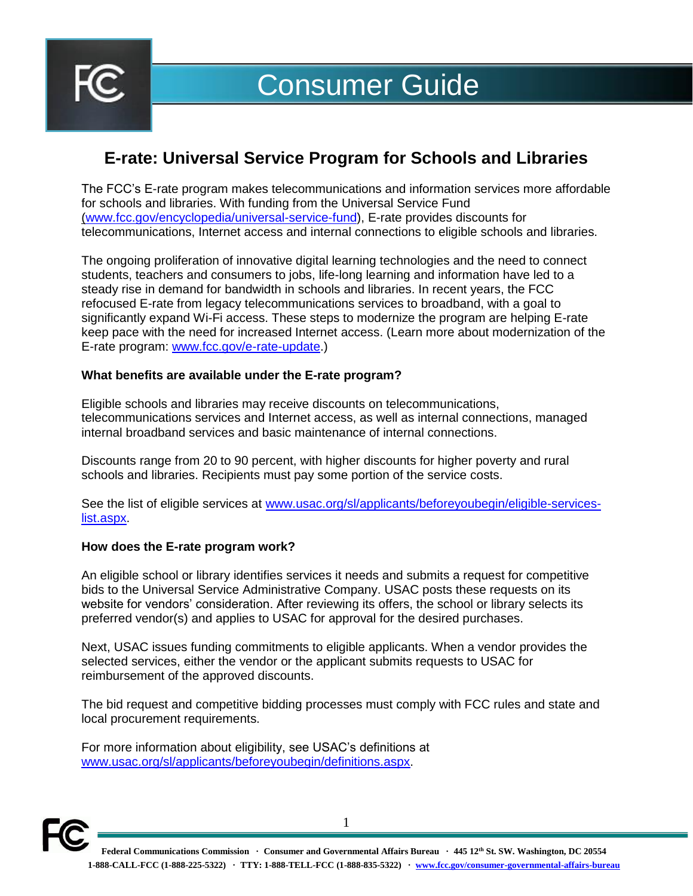# Consumer Guide

## E-rate: Universal Service Program for Schools and Libraries

The FCC's E-rate program makes telecommunications and information services more affordable for schools and libraries. With funding from the Universal Service Fund (www.fcc.gov/encyclopedia/universal-service-fund), E-rate provides discounts for telecommunications, Internet access and internal connections to eligible schools and libraries.

The ongoing proliferation of innovative digital learning technologies and the need to connect students, teachers and consumers to jobs, life-long learning and information have led to a steady rise in demand for bandwidth in schools and libraries. In recent years, the FCC refocused E-rate from legacy telecommunications services to broadband, with a goal to significantly expand Wi-Fi access. These steps to modernize the program are helping E-rate keep pace with the need for increased Internet access. (Learn more about modernization of the E-rate program: www.fcc.gov/e-rate-update.)

**What benefits are available under the E-rate program?**

Eligible schools and libraries may receive discounts on telecommunications, telecommunications services and Internet access, as well as internal connections, managed internal broadband services and basic maintenance of internal connections.

Discounts range from 20 to 90 percent, with higher discounts for higher poverty and rural schools and libraries. Recipients must pay some portion of the service costs.

See the list of eligible services at www.usac.org/sl/applicants/beforeyoubegin/eligible-services-list.aspx.

**How does the E-rate program work?**

An eligible school or library identifies services it needs and submits a request for competitive bids to the Universal Service Administrative Company. USAC posts these requests on its website for vendors' consideration. After reviewing its offers, the school or library selects its preferred vendor(s) and applies to USAC for approval for the desired purchases.

Next, USAC issues funding commitments to eligible applicants. When a vendor provides the selected services, either the vendor or the applicant submits requests to USAC for reimbursement of the approved discounts.

The bid request and competitive bidding processes must comply with FCC rules and state and local procurement requirements.

For more information about eligibility, see USAC's definitions at www.usac.org/sl/applicants/beforeyoubegin/definitions.aspx.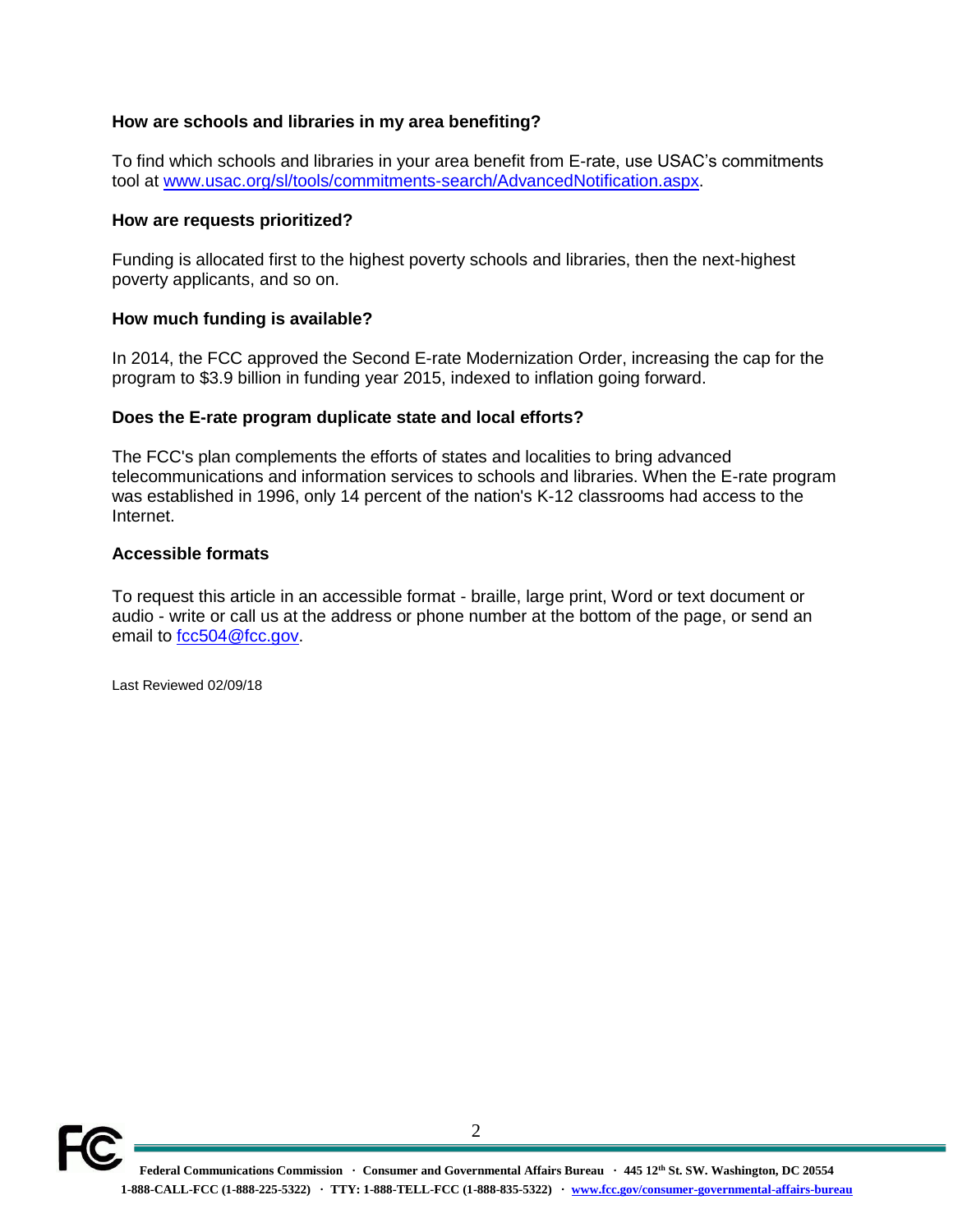### How are schools and libraries in my area benefiting?

To find which schools and libraries in your area benefit from E-rate, use USAC's commitments tool at [www.usac.org/sl/tools/commitments-search/AdvancedNotification.aspx](www.usac.org/sl/tools/commitments-search/AdvancedNotification.aspx).

### How are requests prioritized?

Funding is allocated first to the highest poverty schools and libraries, then the next-highest poverty applicants, and so on.

### How much funding is available?

In 2014, the FCC approved the Second E-rate Modernization Order, increasing the cap for the program to $3.9 billion in funding year 2015, indexed to inflation going forward.

### Does the E-rate program duplicate state and local efforts?

The FCC's plan complements the efforts of states and localities to bring advanced telecommunications and information services to schools and libraries. When the E-rate program was established in 1996, only 14 percent of the nation's K-12 classrooms had access to the Internet.

### Accessible formats

To request this article in an accessible format - braille, large print, Word or text document or audio - write or call us at the address or phone number at the bottom of the page, or send an email to [fcc504@fcc.gov](mailto:fcc504@fcc.gov).

Last Reviewed 02/09/18

**Federal Communications Commission · Consumer and Governmental Affairs Bureau · 445 12th St. SW. Washington, DC 20554**
**1-888-CALL-FCC (1-888-225-5322) · TTY: 1-888-TELL-FCC (1-888-835-5322) · [www.fcc.gov/consumer-governmental-affairs-bureau](www.fcc.gov/consumer-governmental-affairs-bureau)**